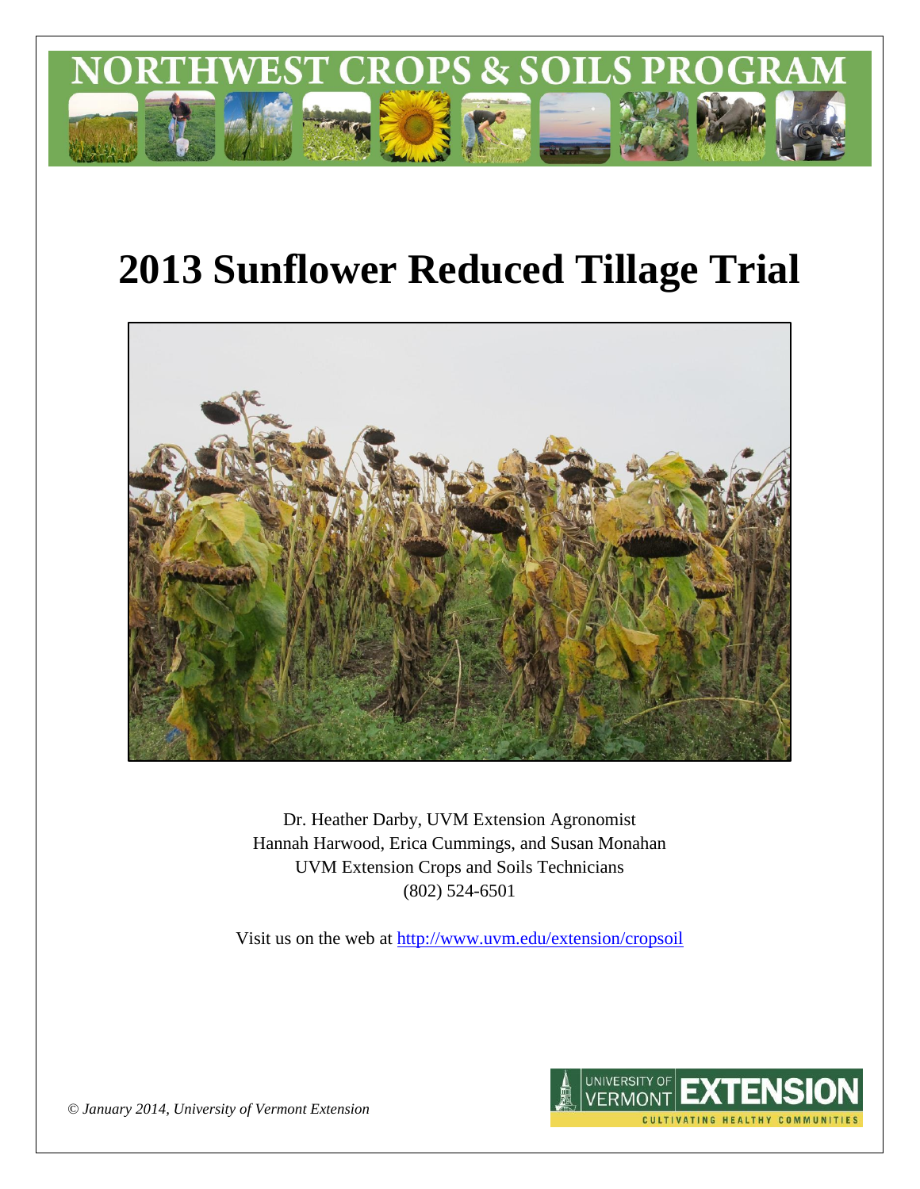NORTHWEST CROPS & SOILS PROGRAM

# 2013 Sunflower Reduced Tillage Trial

Dr. Heather Darby, UVM Extension Agronomist
Hannah Harwood, Erica Cummings, and Susan Monahan
UVM Extension Crops and Soils Technicians
(802) 524-6501

Visit us on the web at http://www.uvm.edu/extension/cropsoil

*© January 2014, University of Vermont Extension*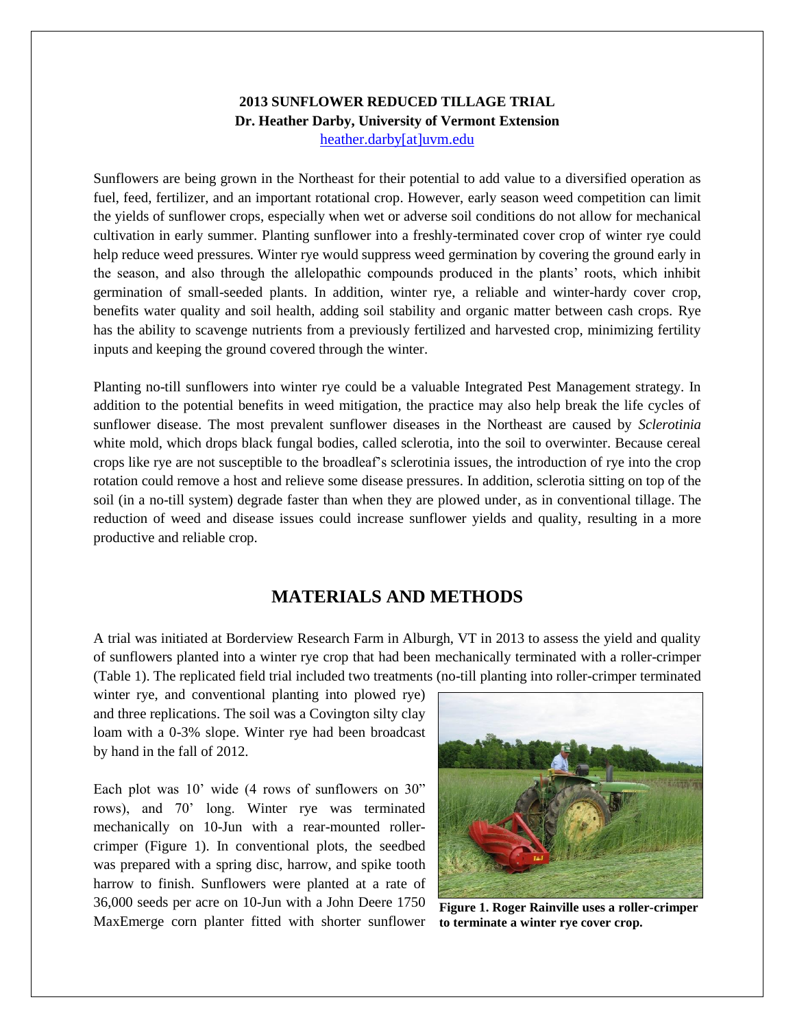**2013 SUNFLOWER REDUCED TILLAGE TRIAL**
**Dr. Heather Darby, University of Vermont Extension**
heather.darby[at]uvm.edu

Sunflowers are being grown in the Northeast for their potential to add value to a diversified operation as fuel, feed, fertilizer, and an important rotational crop. However, early season weed competition can limit the yields of sunflower crops, especially when wet or adverse soil conditions do not allow for mechanical cultivation in early summer. Planting sunflower into a freshly-terminated cover crop of winter rye could help reduce weed pressures. Winter rye would suppress weed germination by covering the ground early in the season, and also through the allelopathic compounds produced in the plants' roots, which inhibit germination of small-seeded plants. In addition, winter rye, a reliable and winter-hardy cover crop, benefits water quality and soil health, adding soil stability and organic matter between cash crops. Rye has the ability to scavenge nutrients from a previously fertilized and harvested crop, minimizing fertility inputs and keeping the ground covered through the winter.

Planting no-till sunflowers into winter rye could be a valuable Integrated Pest Management strategy. In addition to the potential benefits in weed mitigation, the practice may also help break the life cycles of sunflower disease. The most prevalent sunflower diseases in the Northeast are caused by *Sclerotinia* white mold, which drops black fungal bodies, called sclerotia, into the soil to overwinter. Because cereal crops like rye are not susceptible to the broadleaf's sclerotinia issues, the introduction of rye into the crop rotation could remove a host and relieve some disease pressures. In addition, sclerotia sitting on top of the soil (in a no-till system) degrade faster than when they are plowed under, as in conventional tillage. The reduction of weed and disease issues could increase sunflower yields and quality, resulting in a more productive and reliable crop.

## MATERIALS AND METHODS

A trial was initiated at Borderview Research Farm in Alburgh, VT in 2013 to assess the yield and quality of sunflowers planted into a winter rye crop that had been mechanically terminated with a roller-crimper (Table 1). The replicated field trial included two treatments (no-till planting into roller-crimper terminated winter rye, and conventional planting into plowed rye) and three replications. The soil was a Covington silty clay loam with a 0-3% slope. Winter rye had been broadcast by hand in the fall of 2012.

Each plot was 10' wide (4 rows of sunflowers on 30" rows), and 70' long. Winter rye was terminated mechanically on 10-Jun with a rear-mounted roller-crimper (Figure 1). In conventional plots, the seedbed was prepared with a spring disc, harrow, and spike tooth harrow to finish. Sunflowers were planted at a rate of 36,000 seeds per acre on 10-Jun with a John Deere 1750 MaxEmerge corn planter fitted with shorter sunflower

**Figure 1. Roger Rainville uses a roller-crimper to terminate a winter rye cover crop.**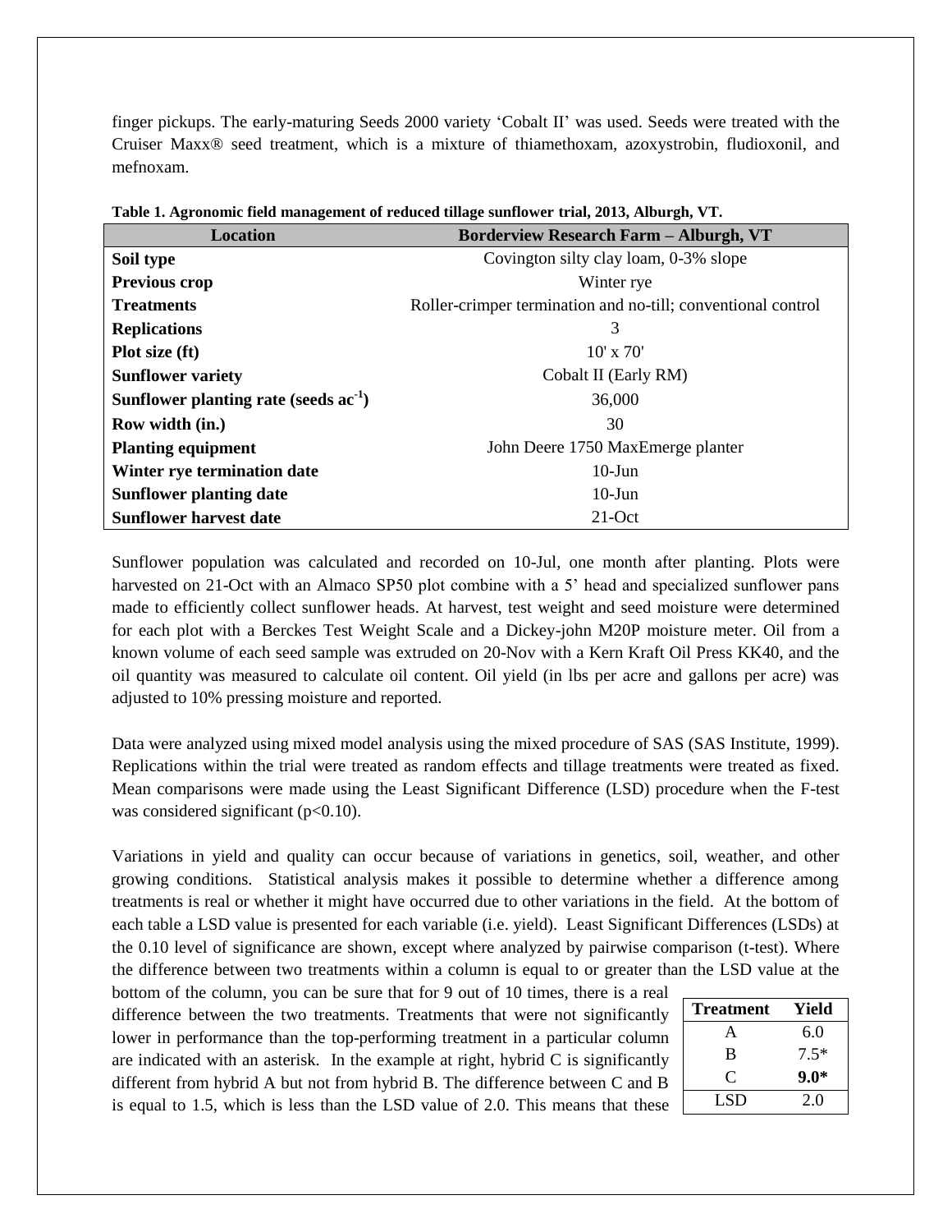finger pickups. The early-maturing Seeds 2000 variety 'Cobalt II' was used. Seeds were treated with the Cruiser Maxx® seed treatment, which is a mixture of thiamethoxam, azoxystrobin, fludioxonil, and mefnoxam.

**Table 1. Agronomic field management of reduced tillage sunflower trial, 2013, Alburgh, VT.**

| Location | Borderview Research Farm – Alburgh, VT |
|---|---|
| **Soil type** | Covington silty clay loam, 0-3% slope |
| **Previous crop** | Winter rye |
| **Treatments** | Roller-crimper termination and no-till; conventional control |
| **Replications** | 3 |
| **Plot size (ft)** | 10' x 70' |
| **Sunflower variety** | Cobalt II (Early RM) |
| **Sunflower planting rate (seeds $ac^{-1}$)** | 36,000 |
| **Row width (in.)** | 30 |
| **Planting equipment** | John Deere 1750 MaxEmerge planter |
| **Winter rye termination date** | 10-Jun |
| **Sunflower planting date** | 10-Jun |
| **Sunflower harvest date** | 21-Oct |

Sunflower population was calculated and recorded on 10-Jul, one month after planting. Plots were harvested on 21-Oct with an Almaco SP50 plot combine with a 5' head and specialized sunflower pans made to efficiently collect sunflower heads. At harvest, test weight and seed moisture were determined for each plot with a Berckes Test Weight Scale and a Dickey-john M20P moisture meter. Oil from a known volume of each seed sample was extruded on 20-Nov with a Kern Kraft Oil Press KK40, and the oil quantity was measured to calculate oil content. Oil yield (in lbs per acre and gallons per acre) was adjusted to 10% pressing moisture and reported.

Data were analyzed using mixed model analysis using the mixed procedure of SAS (SAS Institute, 1999). Replications within the trial were treated as random effects and tillage treatments were treated as fixed. Mean comparisons were made using the Least Significant Difference (LSD) procedure when the F-test was considered significant ($p<0.10$).

Variations in yield and quality can occur because of variations in genetics, soil, weather, and other growing conditions. Statistical analysis makes it possible to determine whether a difference among treatments is real or whether it might have occurred due to other variations in the field. At the bottom of each table a LSD value is presented for each variable (i.e. yield). Least Significant Differences (LSDs) at the 0.10 level of significance are shown, except where analyzed by pairwise comparison (t-test). Where the difference between two treatments within a column is equal to or greater than the LSD value at the bottom of the column, you can be sure that for 9 out of 10 times, there is a real difference between the two treatments. Treatments that were not significantly lower in performance than the top-performing treatment in a particular column are indicated with an asterisk. In the example at right, hybrid C is significantly different from hybrid A but not from hybrid B. The difference between C and B is equal to 1.5, which is less than the LSD value of 2.0. This means that these

| Treatment | Yield |
|---|---|
| A | 6.0 |
| B | 7.5* |
| C | **9.0*** |
| LSD | 2.0 |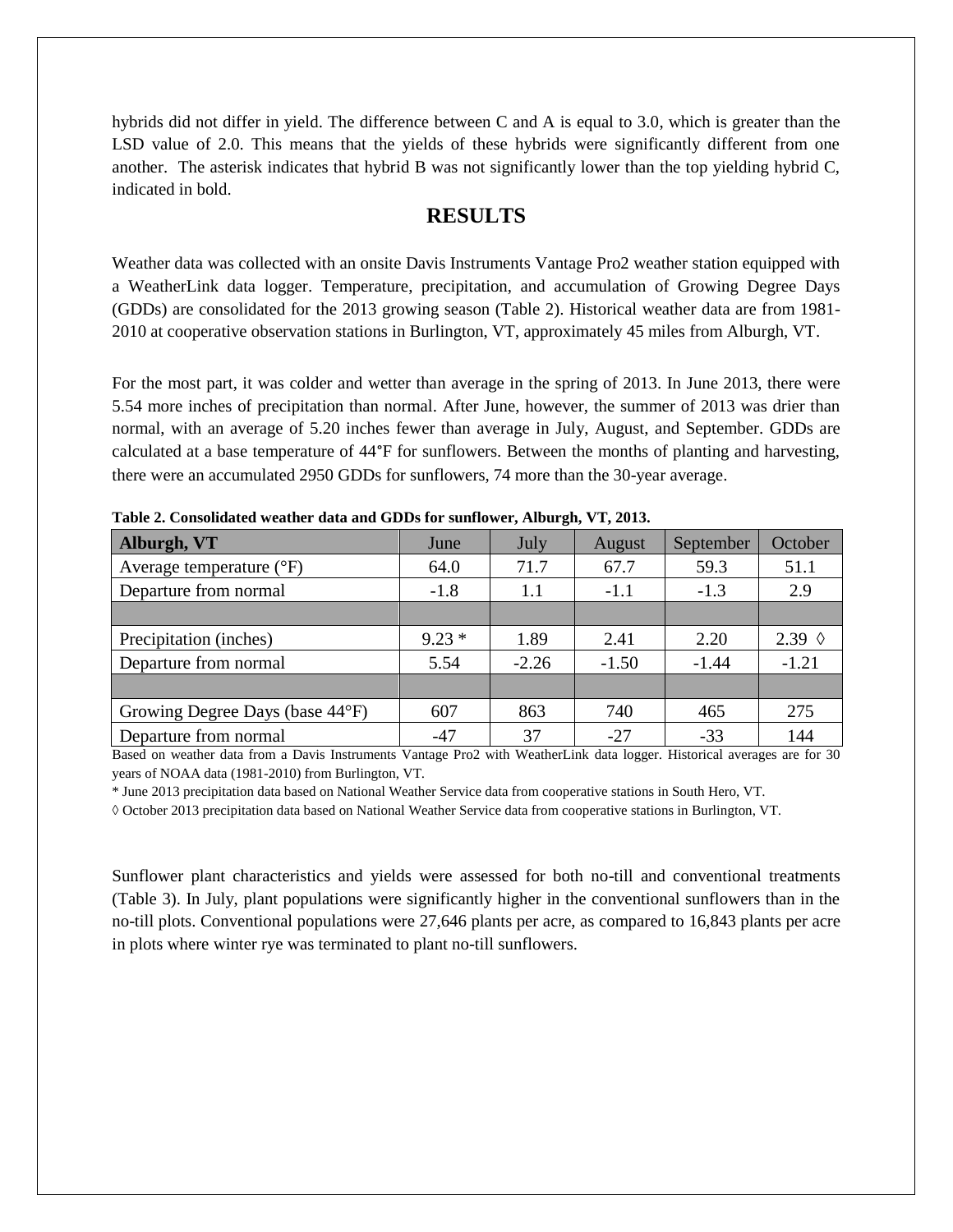hybrids did not differ in yield. The difference between C and A is equal to 3.0, which is greater than the LSD value of 2.0. This means that the yields of these hybrids were significantly different from one another. The asterisk indicates that hybrid B was not significantly lower than the top yielding hybrid C, indicated in bold.

## RESULTS

Weather data was collected with an onsite Davis Instruments Vantage Pro2 weather station equipped with a WeatherLink data logger. Temperature, precipitation, and accumulation of Growing Degree Days (GDDs) are consolidated for the 2013 growing season (Table 2). Historical weather data are from 1981-2010 at cooperative observation stations in Burlington, VT, approximately 45 miles from Alburgh, VT.

For the most part, it was colder and wetter than average in the spring of 2013. In June 2013, there were 5.54 more inches of precipitation than normal. After June, however, the summer of 2013 was drier than normal, with an average of 5.20 inches fewer than average in July, August, and September. GDDs are calculated at a base temperature of 44°F for sunflowers. Between the months of planting and harvesting, there were an accumulated 2950 GDDs for sunflowers, 74 more than the 30-year average.

**Table 2. Consolidated weather data and GDDs for sunflower, Alburgh, VT, 2013.**

| **Alburgh, VT** | June | July | August | September | October |
|---|---|---|---|---|---|
| Average temperature (°F) | 64.0 | 71.7 | 67.7 | 59.3 | 51.1 |
| Departure from normal | -1.8 | 1.1 | -1.1 | -1.3 | 2.9 |
| | | | | | |
| Precipitation (inches) | 9.23 * | 1.89 | 2.41 | 2.20 | 2.39 ◊ |
| Departure from normal | 5.54 | -2.26 | -1.50 | -1.44 | -1.21 |
| | | | | | |
| Growing Degree Days (base 44°F) | 607 | 863 | 740 | 465 | 275 |
| Departure from normal | -47 | 37 | -27 | -33 | 144 |

Based on weather data from a Davis Instruments Vantage Pro2 with WeatherLink data logger. Historical averages are for 30 years of NOAA data (1981-2010) from Burlington, VT.

* June 2013 precipitation data based on National Weather Service data from cooperative stations in South Hero, VT.

◊ October 2013 precipitation data based on National Weather Service data from cooperative stations in Burlington, VT.

Sunflower plant characteristics and yields were assessed for both no-till and conventional treatments (Table 3). In July, plant populations were significantly higher in the conventional sunflowers than in the no-till plots. Conventional populations were 27,646 plants per acre, as compared to 16,843 plants per acre in plots where winter rye was terminated to plant no-till sunflowers.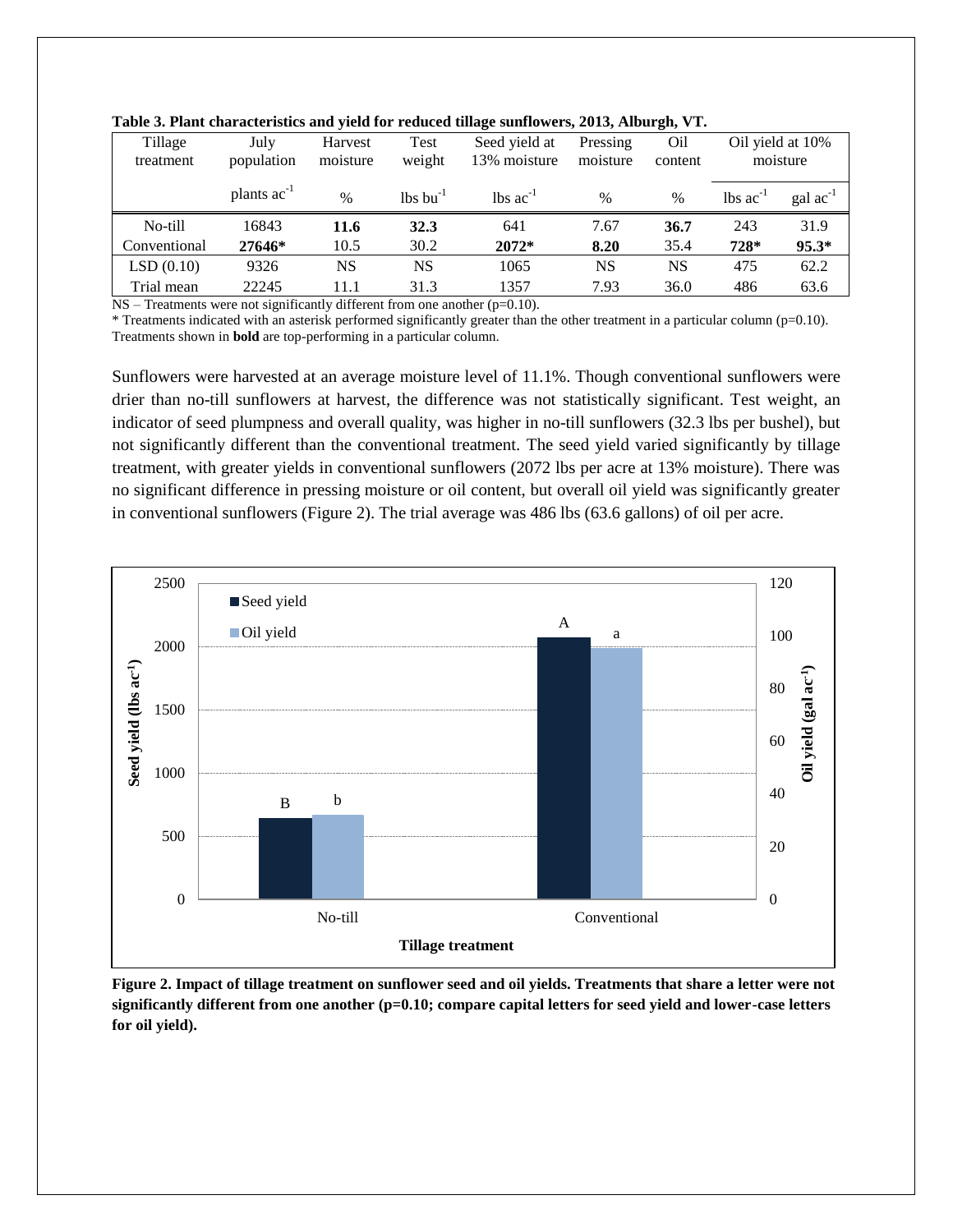**Table 3. Plant characteristics and yield for reduced tillage sunflowers, 2013, Alburgh, VT.**

| Tillage treatment | July population | Harvest moisture | Test weight | Seed yield at 13% moisture | Pressing moisture | Oil content | Oil yield at 10% moisture | |
|---|---|---|---|---|---|---|---|---|
| | plants $ac^{-1}$ | % | lbs $bu^{-1}$ | lbs $ac^{-1}$ | % | % | lbs $ac^{-1}$ | gal $ac^{-1}$ |
| No-till | 16843 | **11.6** | **32.3** | 641 | 7.67 | **36.7** | 243 | 31.9 |
| Conventional | **27646*** | 10.5 | 30.2 | **2072*** | **8.20** | 35.4 | **728*** | **95.3*** |
| LSD (0.10) | 9326 | NS | NS | 1065 | NS | NS | 475 | 62.2 |
| Trial mean | 22245 | 11.1 | 31.3 | 1357 | 7.93 | 36.0 | 486 | 63.6 |

NS – Treatments were not significantly different from one another (p=0.10).
* Treatments indicated with an asterisk performed significantly greater than the other treatment in a particular column (p=0.10).
Treatments shown in **bold** are top-performing in a particular column.

Sunflowers were harvested at an average moisture level of 11.1%. Though conventional sunflowers were drier than no-till sunflowers at harvest, the difference was not statistically significant. Test weight, an indicator of seed plumpness and overall quality, was higher in no-till sunflowers (32.3 lbs per bushel), but not significantly different than the conventional treatment. The seed yield varied significantly by tillage treatment, with greater yields in conventional sunflowers (2072 lbs per acre at 13% moisture). There was no significant difference in pressing moisture or oil content, but overall oil yield was significantly greater in conventional sunflowers (Figure 2). The trial average was 486 lbs (63.6 gallons) of oil per acre.

**Figure 2. Impact of tillage treatment on sunflower seed and oil yields. Treatments that share a letter were not significantly different from one another (p=0.10; compare capital letters for seed yield and lower-case letters for oil yield).**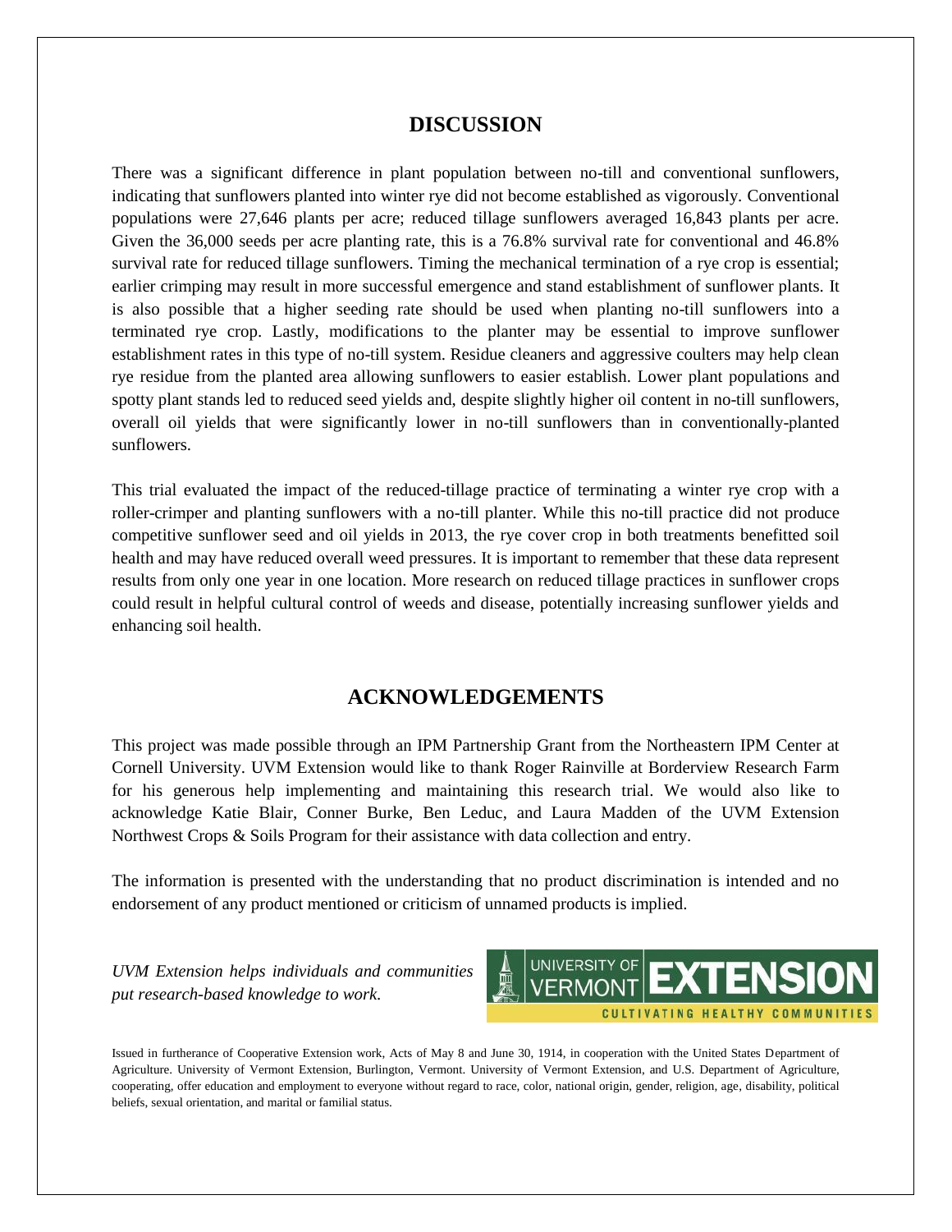## DISCUSSION

There was a significant difference in plant population between no-till and conventional sunflowers, indicating that sunflowers planted into winter rye did not become established as vigorously. Conventional populations were 27,646 plants per acre; reduced tillage sunflowers averaged 16,843 plants per acre. Given the 36,000 seeds per acre planting rate, this is a 76.8% survival rate for conventional and 46.8% survival rate for reduced tillage sunflowers. Timing the mechanical termination of a rye crop is essential; earlier crimping may result in more successful emergence and stand establishment of sunflower plants. It is also possible that a higher seeding rate should be used when planting no-till sunflowers into a terminated rye crop. Lastly, modifications to the planter may be essential to improve sunflower establishment rates in this type of no-till system. Residue cleaners and aggressive coulters may help clean rye residue from the planted area allowing sunflowers to easier establish. Lower plant populations and spotty plant stands led to reduced seed yields and, despite slightly higher oil content in no-till sunflowers, overall oil yields that were significantly lower in no-till sunflowers than in conventionally-planted sunflowers.

This trial evaluated the impact of the reduced-tillage practice of terminating a winter rye crop with a roller-crimper and planting sunflowers with a no-till planter. While this no-till practice did not produce competitive sunflower seed and oil yields in 2013, the rye cover crop in both treatments benefitted soil health and may have reduced overall weed pressures. It is important to remember that these data represent results from only one year in one location. More research on reduced tillage practices in sunflower crops could result in helpful cultural control of weeds and disease, potentially increasing sunflower yields and enhancing soil health.

## ACKNOWLEDGEMENTS

This project was made possible through an IPM Partnership Grant from the Northeastern IPM Center at Cornell University. UVM Extension would like to thank Roger Rainville at Borderview Research Farm for his generous help implementing and maintaining this research trial. We would also like to acknowledge Katie Blair, Conner Burke, Ben Leduc, and Laura Madden of the UVM Extension Northwest Crops & Soils Program for their assistance with data collection and entry.

The information is presented with the understanding that no product discrimination is intended and no endorsement of any product mentioned or criticism of unnamed products is implied.

*UVM Extension helps individuals and communities put research-based knowledge to work.*

UNIVERSITY OF VERMONT EXTENSION
CULTIVATING HEALTHY COMMUNITIES

Issued in furtherance of Cooperative Extension work, Acts of May 8 and June 30, 1914, in cooperation with the United States Department of Agriculture. University of Vermont Extension, Burlington, Vermont. University of Vermont Extension, and U.S. Department of Agriculture, cooperating, offer education and employment to everyone without regard to race, color, national origin, gender, religion, age, disability, political beliefs, sexual orientation, and marital or familial status.